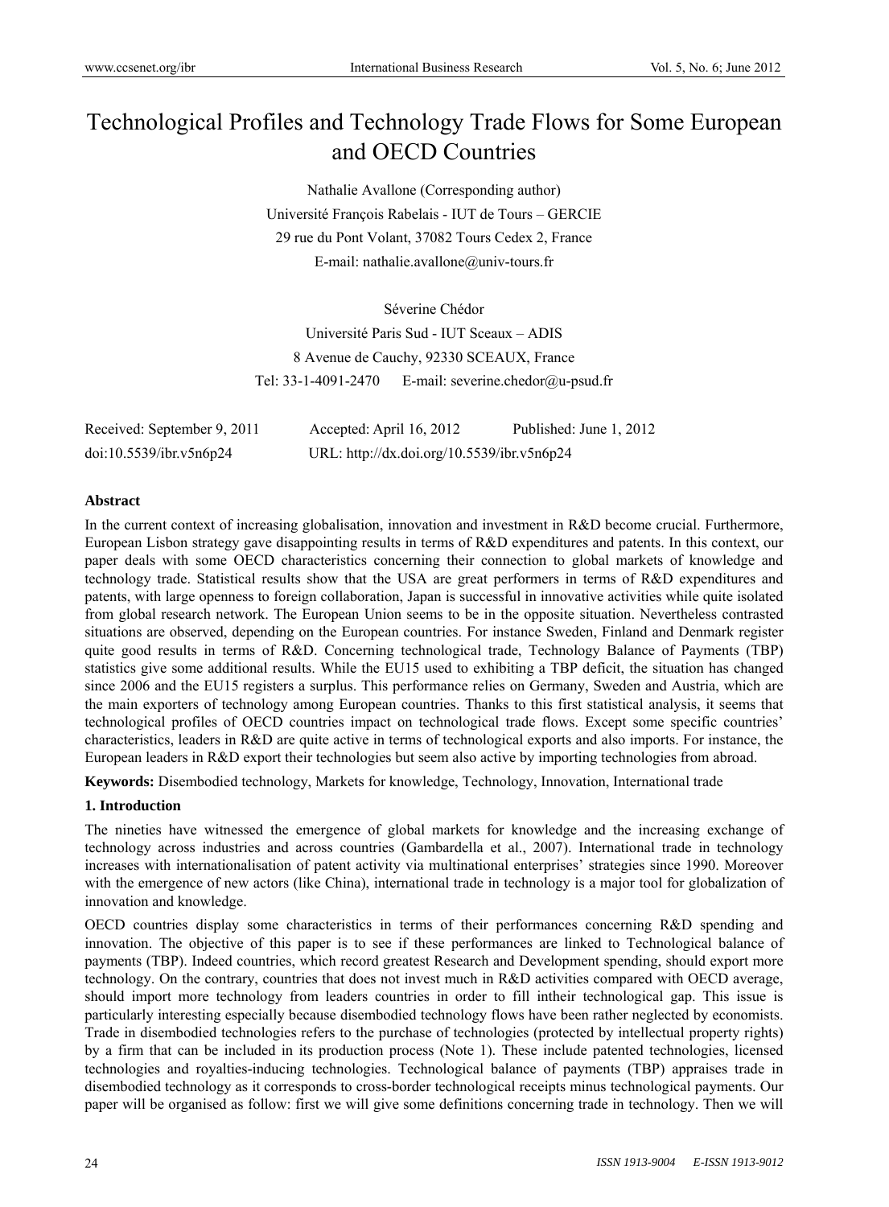# Technological Profiles and Technology Trade Flows for Some European and OECD Countries

Nathalie Avallone (Corresponding author)

Université François Rabelais - IUT de Tours – GERCIE

29 rue du Pont Volant, 37082 Tours Cedex 2, France

E-mail: nathalie.avallone@univ-tours.fr

Séverine Chédor

Université Paris Sud - IUT Sceaux – ADIS

8 Avenue de Cauchy, 92330 SCEAUX, France

Tel: 33-1-4091-2470 E-mail: severine.chedor@u-psud.fr

Received: September 9, 2011 Accepted: April 16, 2012 Published: June 1, 2012

doi:10.5539/ibr.v5n6p24 URL: http://dx.doi.org/10.5539/ibr.v5n6p24

**Abstract**

In the current context of increasing globalisation, innovation and investment in R&D become crucial. Furthermore, European Lisbon strategy gave disappointing results in terms of R&D expenditures and patents. In this context, our paper deals with some OECD characteristics concerning their connection to global markets of knowledge and technology trade. Statistical results show that the USA are great performers in terms of R&D expenditures and patents, with large openness to foreign collaboration, Japan is successful in innovative activities while quite isolated from global research network. The European Union seems to be in the opposite situation. Nevertheless contrasted situations are observed, depending on the European countries. For instance Sweden, Finland and Denmark register quite good results in terms of R&D. Concerning technological trade, Technology Balance of Payments (TBP) statistics give some additional results. While the EU15 used to exhibiting a TBP deficit, the situation has changed since 2006 and the EU15 registers a surplus. This performance relies on Germany, Sweden and Austria, which are the main exporters of technology among European countries. Thanks to this first statistical analysis, it seems that technological profiles of OECD countries impact on technological trade flows. Except some specific countries' characteristics, leaders in R&D are quite active in terms of technological exports and also imports. For instance, the European leaders in R&D export their technologies but seem also active by importing technologies from abroad.

**Keywords:** Disembodied technology, Markets for knowledge, Technology, Innovation, International trade

## 1. Introduction

The nineties have witnessed the emergence of global markets for knowledge and the increasing exchange of technology across industries and across countries (Gambardella et al., 2007). International trade in technology increases with internationalisation of patent activity via multinational enterprises' strategies since 1990. Moreover with the emergence of new actors (like China), international trade in technology is a major tool for globalization of innovation and knowledge.

OECD countries display some characteristics in terms of their performances concerning R&D spending and innovation. The objective of this paper is to see if these performances are linked to Technological balance of payments (TBP). Indeed countries, which record greatest Research and Development spending, should export more technology. On the contrary, countries that does not invest much in R&D activities compared with OECD average, should import more technology from leaders countries in order to fill intheir technological gap. This issue is particularly interesting especially because disembodied technology flows have been rather neglected by economists. Trade in disembodied technologies refers to the purchase of technologies (protected by intellectual property rights) by a firm that can be included in its production process (Note 1). These include patented technologies, licensed technologies and royalties-inducing technologies. Technological balance of payments (TBP) appraises trade in disembodied technology as it corresponds to cross-border technological receipts minus technological payments. Our paper will be organised as follow: first we will give some definitions concerning trade in technology. Then we will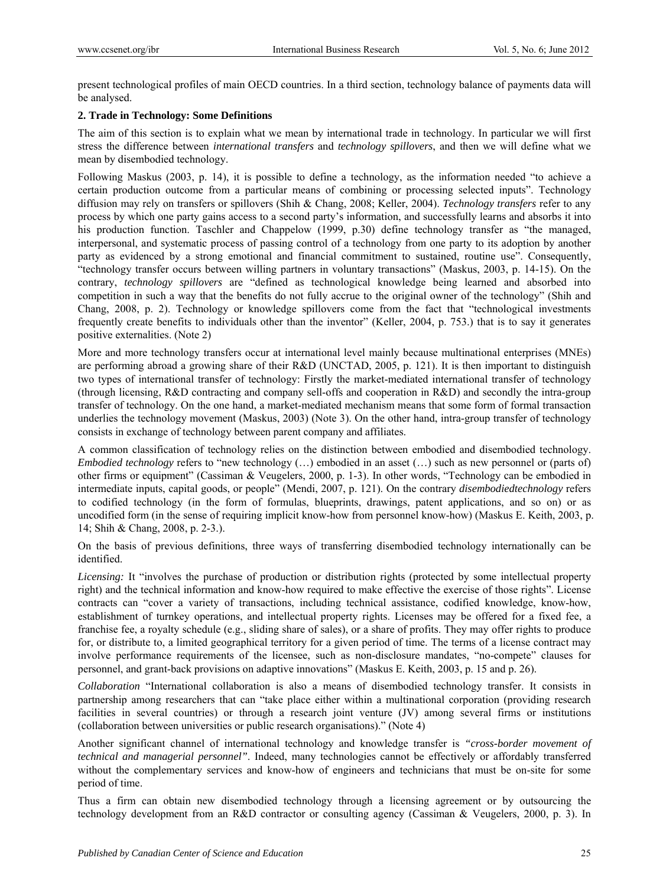present technological profiles of main OECD countries. In a third section, technology balance of payments data will be analysed.

## 2. Trade in Technology: Some Definitions

The aim of this section is to explain what we mean by international trade in technology. In particular we will first stress the difference between *international transfers* and *technology spillovers*, and then we will define what we mean by disembodied technology.

Following Maskus (2003, p. 14), it is possible to define a technology, as the information needed "to achieve a certain production outcome from a particular means of combining or processing selected inputs". Technology diffusion may rely on transfers or spillovers (Shih & Chang, 2008; Keller, 2004). *Technology transfers* refer to any process by which one party gains access to a second party's information, and successfully learns and absorbs it into his production function. Taschler and Chappelow (1999, p.30) define technology transfer as "the managed, interpersonal, and systematic process of passing control of a technology from one party to its adoption by another party as evidenced by a strong emotional and financial commitment to sustained, routine use". Consequently, "technology transfer occurs between willing partners in voluntary transactions" (Maskus, 2003, p. 14-15). On the contrary, *technology spillovers* are "defined as technological knowledge being learned and absorbed into competition in such a way that the benefits do not fully accrue to the original owner of the technology" (Shih and Chang, 2008, p. 2). Technology or knowledge spillovers come from the fact that "technological investments frequently create benefits to individuals other than the inventor" (Keller, 2004, p. 753.) that is to say it generates positive externalities. (Note 2)

More and more technology transfers occur at international level mainly because multinational enterprises (MNEs) are performing abroad a growing share of their R&D (UNCTAD, 2005, p. 121). It is then important to distinguish two types of international transfer of technology: Firstly the market-mediated international transfer of technology (through licensing, R&D contracting and company sell-offs and cooperation in R&D) and secondly the intra-group transfer of technology. On the one hand, a market-mediated mechanism means that some form of formal transaction underlies the technology movement (Maskus, 2003) (Note 3). On the other hand, intra-group transfer of technology consists in exchange of technology between parent company and affiliates.

A common classification of technology relies on the distinction between embodied and disembodied technology. *Embodied technology* refers to "new technology (…) embodied in an asset (…) such as new personnel or (parts of) other firms or equipment" (Cassiman & Veugelers, 2000, p. 1-3). In other words, "Technology can be embodied in intermediate inputs, capital goods, or people" (Mendi, 2007, p. 121). On the contrary *disembodiedtechnology* refers to codified technology (in the form of formulas, blueprints, drawings, patent applications, and so on) or as uncodified form (in the sense of requiring implicit know-how from personnel know-how) (Maskus E. Keith, 2003, p. 14; Shih & Chang, 2008, p. 2-3.).

On the basis of previous definitions, three ways of transferring disembodied technology internationally can be identified.

*Licensing:* It "involves the purchase of production or distribution rights (protected by some intellectual property right) and the technical information and know-how required to make effective the exercise of those rights". License contracts can "cover a variety of transactions, including technical assistance, codified knowledge, know-how, establishment of turnkey operations, and intellectual property rights. Licenses may be offered for a fixed fee, a franchise fee, a royalty schedule (e.g., sliding share of sales), or a share of profits. They may offer rights to produce for, or distribute to, a limited geographical territory for a given period of time. The terms of a license contract may involve performance requirements of the licensee, such as non-disclosure mandates, "no-compete" clauses for personnel, and grant-back provisions on adaptive innovations" (Maskus E. Keith, 2003, p. 15 and p. 26).

*Collaboration* "International collaboration is also a means of disembodied technology transfer. It consists in partnership among researchers that can "take place either within a multinational corporation (providing research facilities in several countries) or through a research joint venture (JV) among several firms or institutions (collaboration between universities or public research organisations)." (Note 4)

Another significant channel of international technology and knowledge transfer is *"cross-border movement of technical and managerial personnel"*. Indeed, many technologies cannot be effectively or affordably transferred without the complementary services and know-how of engineers and technicians that must be on-site for some period of time.

Thus a firm can obtain new disembodied technology through a licensing agreement or by outsourcing the technology development from an R&D contractor or consulting agency (Cassiman & Veugelers, 2000, p. 3). In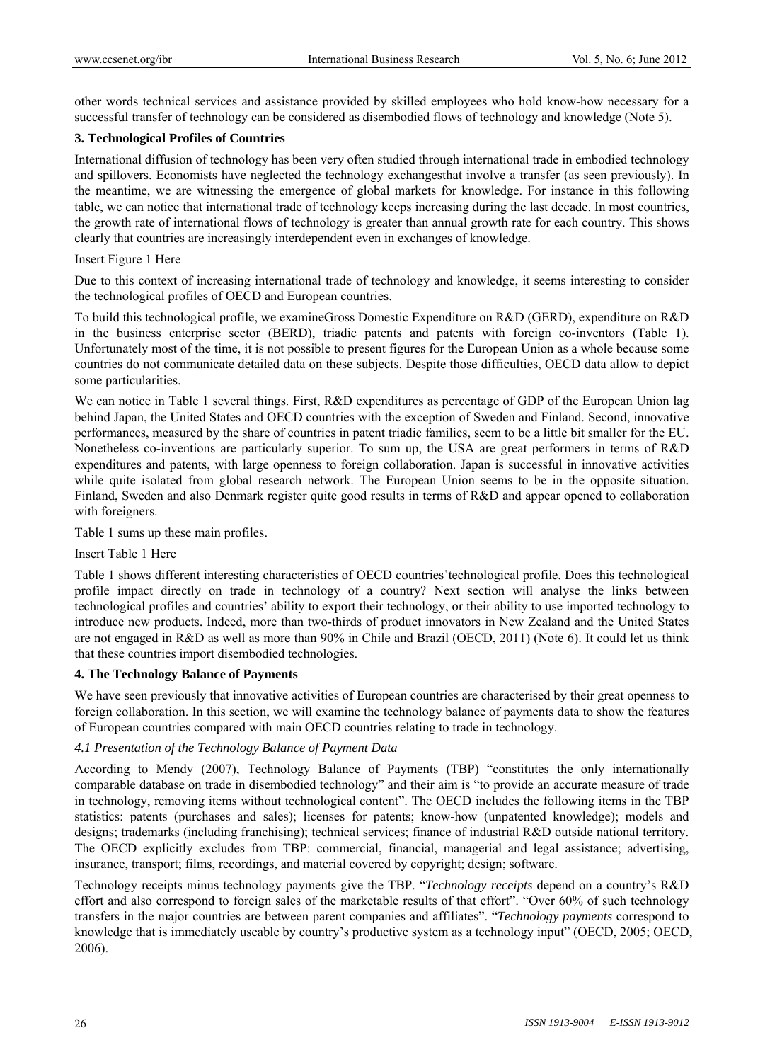other words technical services and assistance provided by skilled employees who hold know-how necessary for a successful transfer of technology can be considered as disembodied flows of technology and knowledge (Note 5).

### 3. Technological Profiles of Countries

International diffusion of technology has been very often studied through international trade in embodied technology and spillovers. Economists have neglected the technology exchangesthat involve a transfer (as seen previously). In the meantime, we are witnessing the emergence of global markets for knowledge. For instance in this following table, we can notice that international trade of technology keeps increasing during the last decade. In most countries, the growth rate of international flows of technology is greater than annual growth rate for each country. This shows clearly that countries are increasingly interdependent even in exchanges of knowledge.

Insert Figure 1 Here

Due to this context of increasing international trade of technology and knowledge, it seems interesting to consider the technological profiles of OECD and European countries.

To build this technological profile, we examineGross Domestic Expenditure on R&D (GERD), expenditure on R&D in the business enterprise sector (BERD), triadic patents and patents with foreign co-inventors (Table 1). Unfortunately most of the time, it is not possible to present figures for the European Union as a whole because some countries do not communicate detailed data on these subjects. Despite those difficulties, OECD data allow to depict some particularities.

We can notice in Table 1 several things. First, R&D expenditures as percentage of GDP of the European Union lag behind Japan, the United States and OECD countries with the exception of Sweden and Finland. Second, innovative performances, measured by the share of countries in patent triadic families, seem to be a little bit smaller for the EU. Nonetheless co-inventions are particularly superior. To sum up, the USA are great performers in terms of R&D expenditures and patents, with large openness to foreign collaboration. Japan is successful in innovative activities while quite isolated from global research network. The European Union seems to be in the opposite situation. Finland, Sweden and also Denmark register quite good results in terms of R&D and appear opened to collaboration with foreigners.

Table 1 sums up these main profiles.

Insert Table 1 Here

Table 1 shows different interesting characteristics of OECD countries'technological profile. Does this technological profile impact directly on trade in technology of a country? Next section will analyse the links between technological profiles and countries' ability to export their technology, or their ability to use imported technology to introduce new products. Indeed, more than two-thirds of product innovators in New Zealand and the United States are not engaged in R&D as well as more than 90% in Chile and Brazil (OECD, 2011) (Note 6). It could let us think that these countries import disembodied technologies.

### 4. The Technology Balance of Payments

We have seen previously that innovative activities of European countries are characterised by their great openness to foreign collaboration. In this section, we will examine the technology balance of payments data to show the features of European countries compared with main OECD countries relating to trade in technology.

#### *4.1 Presentation of the Technology Balance of Payment Data*

According to Mendy (2007), Technology Balance of Payments (TBP) "constitutes the only internationally comparable database on trade in disembodied technology" and their aim is "to provide an accurate measure of trade in technology, removing items without technological content". The OECD includes the following items in the TBP statistics: patents (purchases and sales); licenses for patents; know-how (unpatented knowledge); models and designs; trademarks (including franchising); technical services; finance of industrial R&D outside national territory. The OECD explicitly excludes from TBP: commercial, financial, managerial and legal assistance; advertising, insurance, transport; films, recordings, and material covered by copyright; design; software.

Technology receipts minus technology payments give the TBP. "*Technology receipts* depend on a country's R&D effort and also correspond to foreign sales of the marketable results of that effort". "Over 60% of such technology transfers in the major countries are between parent companies and affiliates". "*Technology payments* correspond to knowledge that is immediately useable by country's productive system as a technology input" (OECD, 2005; OECD, 2006).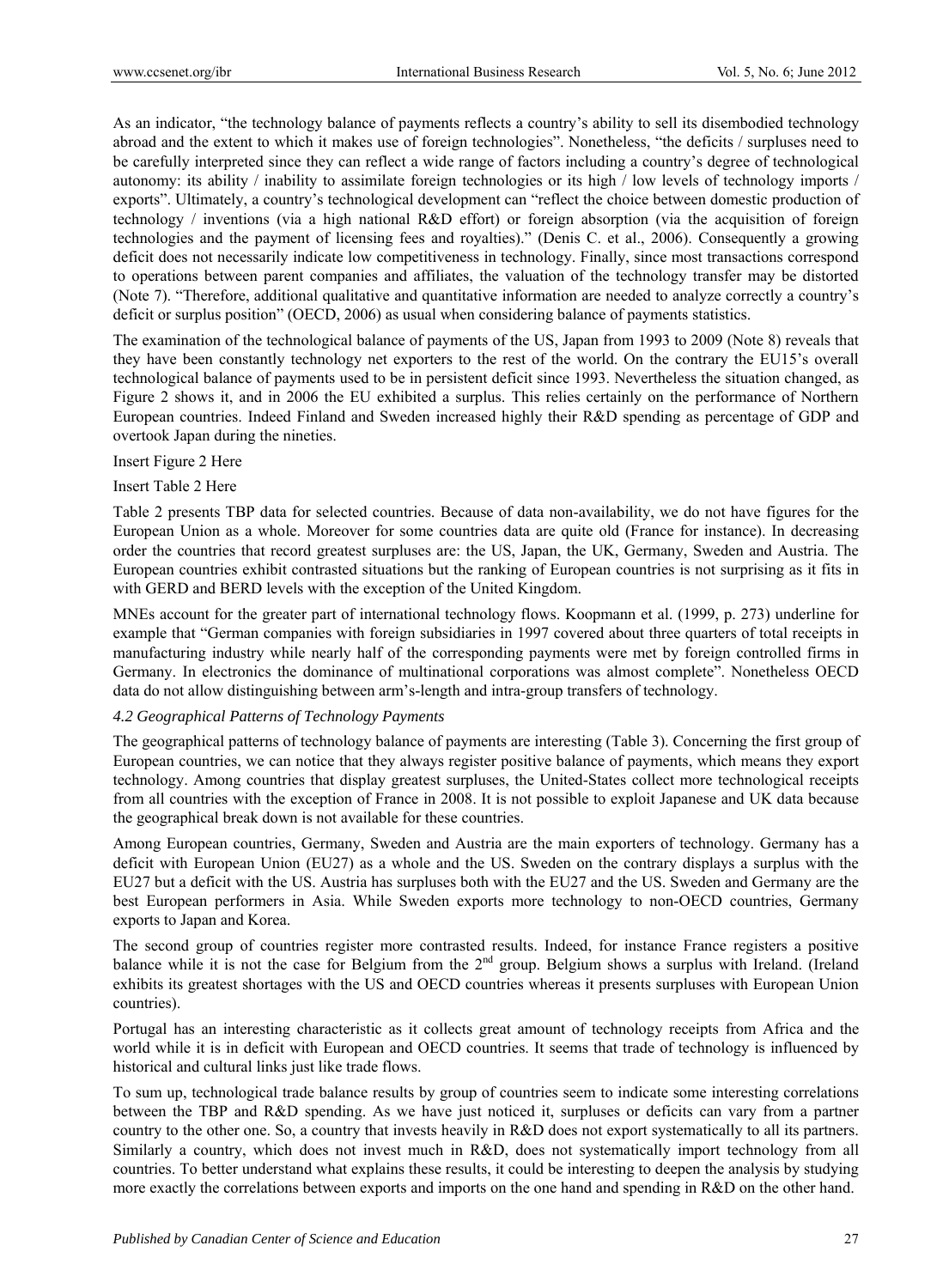As an indicator, "the technology balance of payments reflects a country's ability to sell its disembodied technology abroad and the extent to which it makes use of foreign technologies". Nonetheless, "the deficits / surpluses need to be carefully interpreted since they can reflect a wide range of factors including a country's degree of technological autonomy: its ability / inability to assimilate foreign technologies or its high / low levels of technology imports / exports". Ultimately, a country's technological development can "reflect the choice between domestic production of technology / inventions (via a high national R&D effort) or foreign absorption (via the acquisition of foreign technologies and the payment of licensing fees and royalties)." (Denis C. et al., 2006). Consequently a growing deficit does not necessarily indicate low competitiveness in technology. Finally, since most transactions correspond to operations between parent companies and affiliates, the valuation of the technology transfer may be distorted (Note 7). "Therefore, additional qualitative and quantitative information are needed to analyze correctly a country's deficit or surplus position" (OECD, 2006) as usual when considering balance of payments statistics.

The examination of the technological balance of payments of the US, Japan from 1993 to 2009 (Note 8) reveals that they have been constantly technology net exporters to the rest of the world. On the contrary the EU15's overall technological balance of payments used to be in persistent deficit since 1993. Nevertheless the situation changed, as Figure 2 shows it, and in 2006 the EU exhibited a surplus. This relies certainly on the performance of Northern European countries. Indeed Finland and Sweden increased highly their R&D spending as percentage of GDP and overtook Japan during the nineties.

Insert Figure 2 Here

Insert Table 2 Here

Table 2 presents TBP data for selected countries. Because of data non-availability, we do not have figures for the European Union as a whole. Moreover for some countries data are quite old (France for instance). In decreasing order the countries that record greatest surpluses are: the US, Japan, the UK, Germany, Sweden and Austria. The European countries exhibit contrasted situations but the ranking of European countries is not surprising as it fits in with GERD and BERD levels with the exception of the United Kingdom.

MNEs account for the greater part of international technology flows. Koopmann et al. (1999, p. 273) underline for example that "German companies with foreign subsidiaries in 1997 covered about three quarters of total receipts in manufacturing industry while nearly half of the corresponding payments were met by foreign controlled firms in Germany. In electronics the dominance of multinational corporations was almost complete". Nonetheless OECD data do not allow distinguishing between arm's-length and intra-group transfers of technology.

### *4.2 Geographical Patterns of Technology Payments*

The geographical patterns of technology balance of payments are interesting (Table 3). Concerning the first group of European countries, we can notice that they always register positive balance of payments, which means they export technology. Among countries that display greatest surpluses, the United-States collect more technological receipts from all countries with the exception of France in 2008. It is not possible to exploit Japanese and UK data because the geographical break down is not available for these countries.

Among European countries, Germany, Sweden and Austria are the main exporters of technology. Germany has a deficit with European Union (EU27) as a whole and the US. Sweden on the contrary displays a surplus with the EU27 but a deficit with the US. Austria has surpluses both with the EU27 and the US. Sweden and Germany are the best European performers in Asia. While Sweden exports more technology to non-OECD countries, Germany exports to Japan and Korea.

The second group of countries register more contrasted results. Indeed, for instance France registers a positive balance while it is not the case for Belgium from the 2nd group. Belgium shows a surplus with Ireland. (Ireland exhibits its greatest shortages with the US and OECD countries whereas it presents surpluses with European Union countries).

Portugal has an interesting characteristic as it collects great amount of technology receipts from Africa and the world while it is in deficit with European and OECD countries. It seems that trade of technology is influenced by historical and cultural links just like trade flows.

To sum up, technological trade balance results by group of countries seem to indicate some interesting correlations between the TBP and R&D spending. As we have just noticed it, surpluses or deficits can vary from a partner country to the other one. So, a country that invests heavily in R&D does not export systematically to all its partners. Similarly a country, which does not invest much in R&D, does not systematically import technology from all countries. To better understand what explains these results, it could be interesting to deepen the analysis by studying more exactly the correlations between exports and imports on the one hand and spending in R&D on the other hand.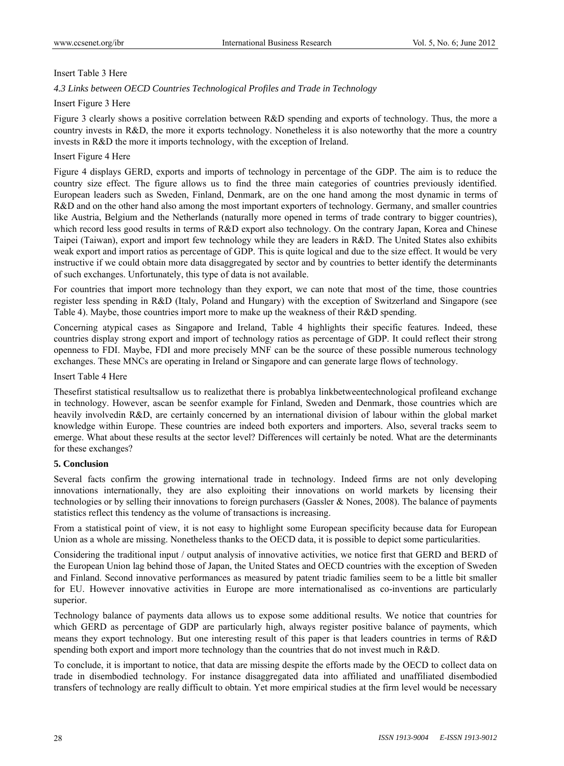Insert Table 3 Here

*4.3 Links between OECD Countries Technological Profiles and Trade in Technology*

Insert Figure 3 Here

Figure 3 clearly shows a positive correlation between R&D spending and exports of technology. Thus, the more a country invests in R&D, the more it exports technology. Nonetheless it is also noteworthy that the more a country invests in R&D the more it imports technology, with the exception of Ireland.

Insert Figure 4 Here

Figure 4 displays GERD, exports and imports of technology in percentage of the GDP. The aim is to reduce the country size effect. The figure allows us to find the three main categories of countries previously identified. European leaders such as Sweden, Finland, Denmark, are on the one hand among the most dynamic in terms of R&D and on the other hand also among the most important exporters of technology. Germany, and smaller countries like Austria, Belgium and the Netherlands (naturally more opened in terms of trade contrary to bigger countries), which record less good results in terms of R&D export also technology. On the contrary Japan, Korea and Chinese Taipei (Taiwan), export and import few technology while they are leaders in R&D. The United States also exhibits weak export and import ratios as percentage of GDP. This is quite logical and due to the size effect. It would be very instructive if we could obtain more data disaggregated by sector and by countries to better identify the determinants of such exchanges. Unfortunately, this type of data is not available.

For countries that import more technology than they export, we can note that most of the time, those countries register less spending in R&D (Italy, Poland and Hungary) with the exception of Switzerland and Singapore (see Table 4). Maybe, those countries import more to make up the weakness of their R&D spending.

Concerning atypical cases as Singapore and Ireland, Table 4 highlights their specific features. Indeed, these countries display strong export and import of technology ratios as percentage of GDP. It could reflect their strong openness to FDI. Maybe, FDI and more precisely MNF can be the source of these possible numerous technology exchanges. These MNCs are operating in Ireland or Singapore and can generate large flows of technology.

Insert Table 4 Here

Thesefirst statistical resultsallow us to realizethat there is probablya linkbetweentechnological profileand exchange in technology. However, ascan be seenfor example for Finland, Sweden and Denmark, those countries which are heavily involvedin R&D, are certainly concerned by an international division of labour within the global market knowledge within Europe. These countries are indeed both exporters and importers. Also, several tracks seem to emerge. What about these results at the sector level? Differences will certainly be noted. What are the determinants for these exchanges?

## 5. Conclusion

Several facts confirm the growing international trade in technology. Indeed firms are not only developing innovations internationally, they are also exploiting their innovations on world markets by licensing their technologies or by selling their innovations to foreign purchasers (Gassler & Nones, 2008). The balance of payments statistics reflect this tendency as the volume of transactions is increasing.

From a statistical point of view, it is not easy to highlight some European specificity because data for European Union as a whole are missing. Nonetheless thanks to the OECD data, it is possible to depict some particularities.

Considering the traditional input / output analysis of innovative activities, we notice first that GERD and BERD of the European Union lag behind those of Japan, the United States and OECD countries with the exception of Sweden and Finland. Second innovative performances as measured by patent triadic families seem to be a little bit smaller for EU. However innovative activities in Europe are more internationalised as co-inventions are particularly superior.

Technology balance of payments data allows us to expose some additional results. We notice that countries for which GERD as percentage of GDP are particularly high, always register positive balance of payments, which means they export technology. But one interesting result of this paper is that leaders countries in terms of R&D spending both export and import more technology than the countries that do not invest much in R&D.

To conclude, it is important to notice, that data are missing despite the efforts made by the OECD to collect data on trade in disembodied technology. For instance disaggregated data into affiliated and unaffiliated disembodied transfers of technology are really difficult to obtain. Yet more empirical studies at the firm level would be necessary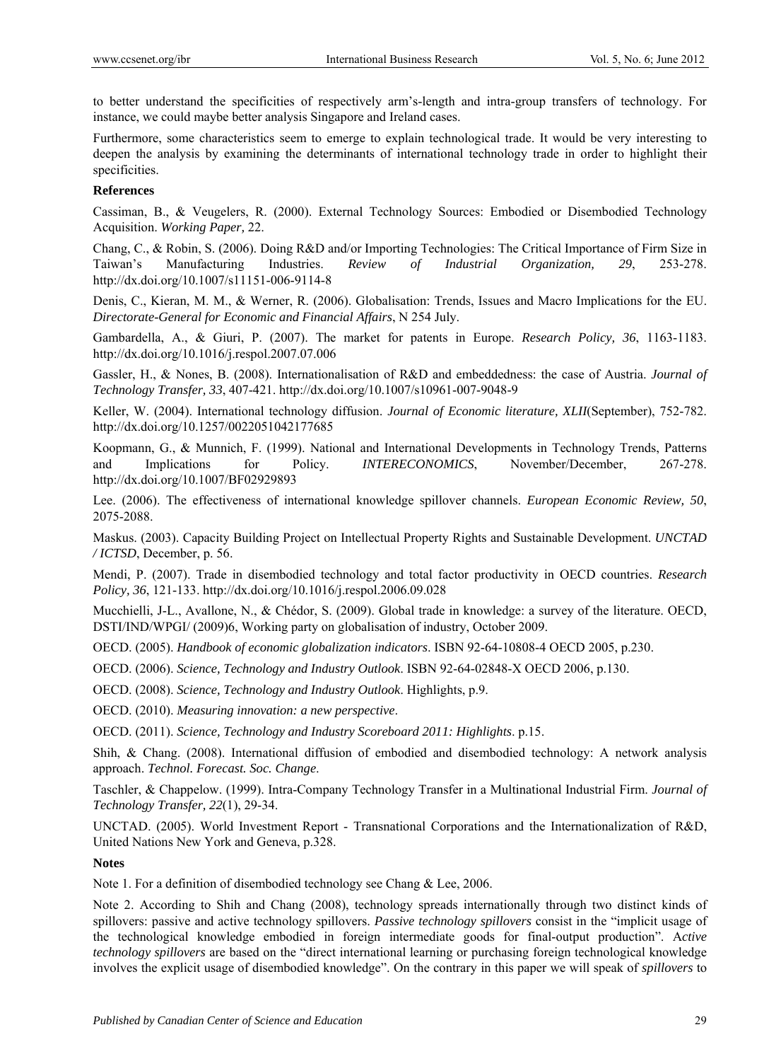to better understand the specificities of respectively arm's-length and intra-group transfers of technology. For instance, we could maybe better analysis Singapore and Ireland cases.

Furthermore, some characteristics seem to emerge to explain technological trade. It would be very interesting to deepen the analysis by examining the determinants of international technology trade in order to highlight their specificities.

**References**

Cassiman, B., & Veugelers, R. (2000). External Technology Sources: Embodied or Disembodied Technology Acquisition. *Working Paper,* 22.

Chang, C., & Robin, S. (2006). Doing R&D and/or Importing Technologies: The Critical Importance of Firm Size in Taiwan's Manufacturing Industries. *Review of Industrial Organization, 29*, 253-278. http://dx.doi.org/10.1007/s11151-006-9114-8

Denis, C., Kieran, M. M., & Werner, R. (2006). Globalisation: Trends, Issues and Macro Implications for the EU. *Directorate-General for Economic and Financial Affairs*, N 254 July.

Gambardella, A., & Giuri, P. (2007). The market for patents in Europe. *Research Policy, 36*, 1163-1183. http://dx.doi.org/10.1016/j.respol.2007.07.006

Gassler, H., & Nones, B. (2008). Internationalisation of R&D and embeddedness: the case of Austria. *Journal of Technology Transfer, 33*, 407-421. http://dx.doi.org/10.1007/s10961-007-9048-9

Keller, W. (2004). International technology diffusion. *Journal of Economic literature, XLII*(September), 752-782. http://dx.doi.org/10.1257/0022051042177685

Koopmann, G., & Munnich, F. (1999). National and International Developments in Technology Trends, Patterns and Implications for Policy. *INTERECONOMICS*, November/December, 267-278. http://dx.doi.org/10.1007/BF02929893

Lee. (2006). The effectiveness of international knowledge spillover channels. *European Economic Review, 50*, 2075-2088.

Maskus. (2003). Capacity Building Project on Intellectual Property Rights and Sustainable Development. *UNCTAD / ICTSD*, December, p. 56.

Mendi, P. (2007). Trade in disembodied technology and total factor productivity in OECD countries. *Research Policy, 36*, 121-133. http://dx.doi.org/10.1016/j.respol.2006.09.028

Mucchielli, J-L., Avallone, N., & Chédor, S. (2009). Global trade in knowledge: a survey of the literature. OECD, DSTI/IND/WPGI/ (2009)6, Working party on globalisation of industry, October 2009.

OECD. (2005). *Handbook of economic globalization indicators*. ISBN 92-64-10808-4 OECD 2005, p.230.

OECD. (2006). *Science, Technology and Industry Outlook*. ISBN 92-64-02848-X OECD 2006, p.130.

OECD. (2008). *Science, Technology and Industry Outlook*. Highlights, p.9.

OECD. (2010). *Measuring innovation: a new perspective*.

OECD. (2011). *Science, Technology and Industry Scoreboard 2011: Highlights*. p.15.

Shih, & Chang. (2008). International diffusion of embodied and disembodied technology: A network analysis approach. *Technol. Forecast. Soc. Change*.

Taschler, & Chappelow. (1999). Intra-Company Technology Transfer in a Multinational Industrial Firm. *Journal of Technology Transfer, 22*(1), 29-34.

UNCTAD. (2005). World Investment Report - Transnational Corporations and the Internationalization of R&D, United Nations New York and Geneva, p.328.

**Notes**

Note 1. For a definition of disembodied technology see Chang & Lee, 2006.

Note 2. According to Shih and Chang (2008), technology spreads internationally through two distinct kinds of spillovers: passive and active technology spillovers. *Passive technology spillovers* consist in the "implicit usage of the technological knowledge embodied in foreign intermediate goods for final-output production". A*ctive technology spillovers* are based on the "direct international learning or purchasing foreign technological knowledge involves the explicit usage of disembodied knowledge". On the contrary in this paper we will speak of *spillovers* to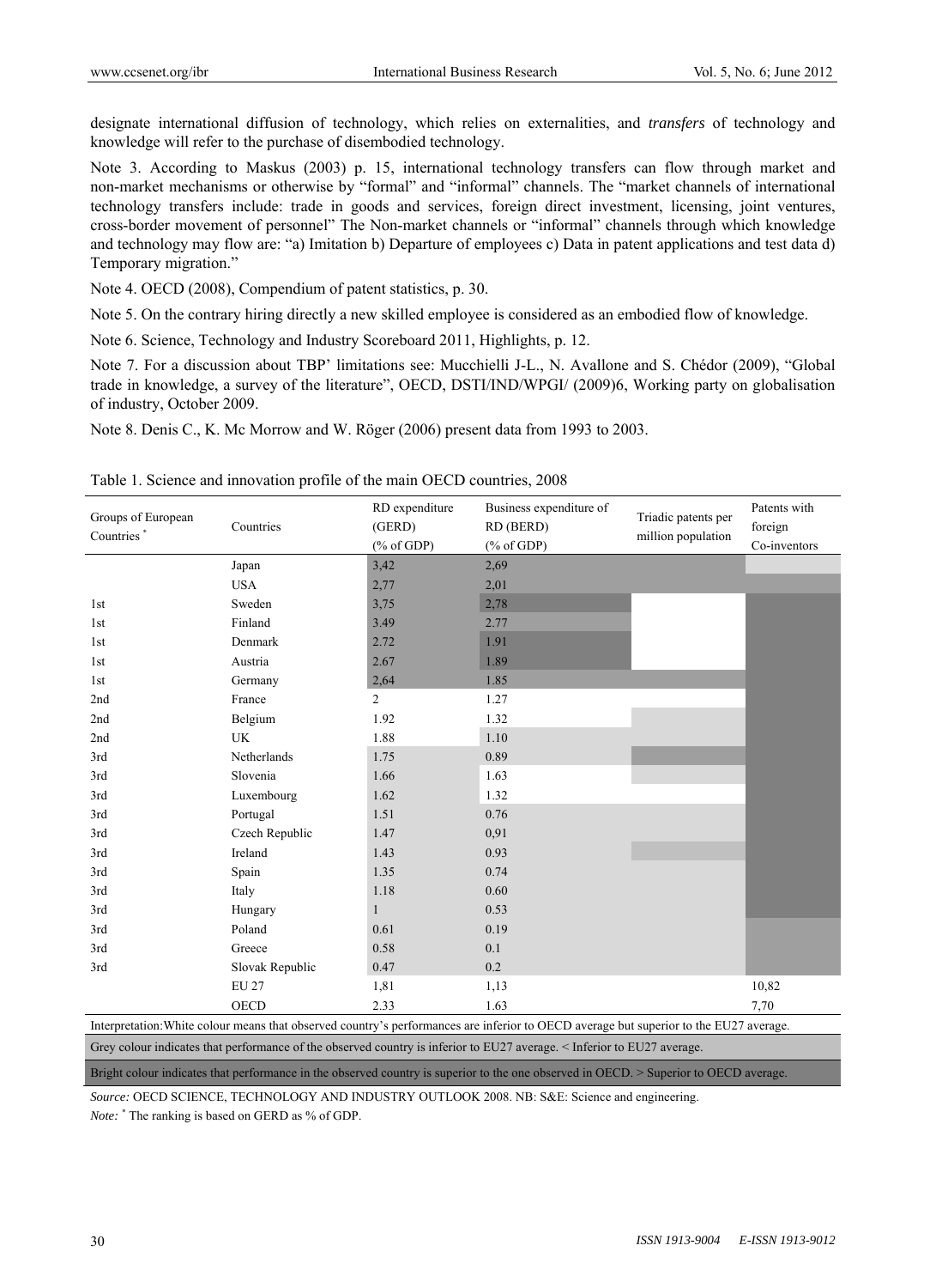designate international diffusion of technology, which relies on externalities, and *transfers* of technology and knowledge will refer to the purchase of disembodied technology.

Note 3. According to Maskus (2003) p. 15, international technology transfers can flow through market and non-market mechanisms or otherwise by "formal" and "informal" channels. The "market channels of international technology transfers include: trade in goods and services, foreign direct investment, licensing, joint ventures, cross-border movement of personnel" The Non-market channels or "informal" channels through which knowledge and technology may flow are: "a) Imitation b) Departure of employees c) Data in patent applications and test data d) Temporary migration."

Note 4. OECD (2008), Compendium of patent statistics, p. 30.

Note 5. On the contrary hiring directly a new skilled employee is considered as an embodied flow of knowledge.

Note 6. Science, Technology and Industry Scoreboard 2011, Highlights, p. 12.

Note 7. For a discussion about TBP' limitations see: Mucchielli J-L., N. Avallone and S. Chédor (2009), "Global trade in knowledge, a survey of the literature", OECD, DSTI/IND/WPGI/ (2009)6, Working party on globalisation of industry, October 2009.

Note 8. Denis C., K. Mc Morrow and W. Röger (2006) present data from 1993 to 2003.

Table 1. Science and innovation profile of the main OECD countries, 2008

| Groups of European Countries * | Countries | RD expenditure (GERD) (% of GDP) | Business expenditure of RD (BERD) (% of GDP) | Triadic patents per million population | Patents with foreign Co-inventors |
|---|---|---|---|---|---|
| | Japan | 3,42 | 2,69 | | |
| | USA | 2,77 | 2,01 | | |
| 1st | Sweden | 3,75 | 2,78 | | |
| 1st | Finland | 3.49 | 2.77 | | |
| 1st | Denmark | 2.72 | 1.91 | | |
| 1st | Austria | 2.67 | 1.89 | | |
| 1st | Germany | 2,64 | 1.85 | | |
| 2nd | France | 2 | 1.27 | | |
| 2nd | Belgium | 1.92 | 1.32 | | |
| 2nd | UK | 1.88 | 1.10 | | |
| 3rd | Netherlands | 1.75 | 0.89 | | |
| 3rd | Slovenia | 1.66 | 1.63 | | |
| 3rd | Luxembourg | 1.62 | 1.32 | | |
| 3rd | Portugal | 1.51 | 0.76 | | |
| 3rd | Czech Republic | 1.47 | 0,91 | | |
| 3rd | Ireland | 1.43 | 0.93 | | |
| 3rd | Spain | 1.35 | 0.74 | | |
| 3rd | Italy | 1.18 | 0.60 | | |
| 3rd | Hungary | 1 | 0.53 | | |
| 3rd | Poland | 0.61 | 0.19 | | |
| 3rd | Greece | 0.58 | 0.1 | | |
| 3rd | Slovak Republic | 0.47 | 0.2 | | |
| | EU 27 | 1,81 | 1,13 | | 10,82 |
| | OECD | 2.33 | 1.63 | | 7,70 |

Interpretation: White colour means that observed country's performances are inferior to OECD average but superior to the EU27 average.

Grey colour indicates that performance of the observed country is inferior to EU27 average. < Inferior to EU27 average.

Bright colour indicates that performance in the observed country is superior to the one observed in OECD. > Superior to OECD average.

*Source:* OECD SCIENCE, TECHNOLOGY AND INDUSTRY OUTLOOK 2008. NB: S&E: Science and engineering.

*Note:* * The ranking is based on GERD as % of GDP.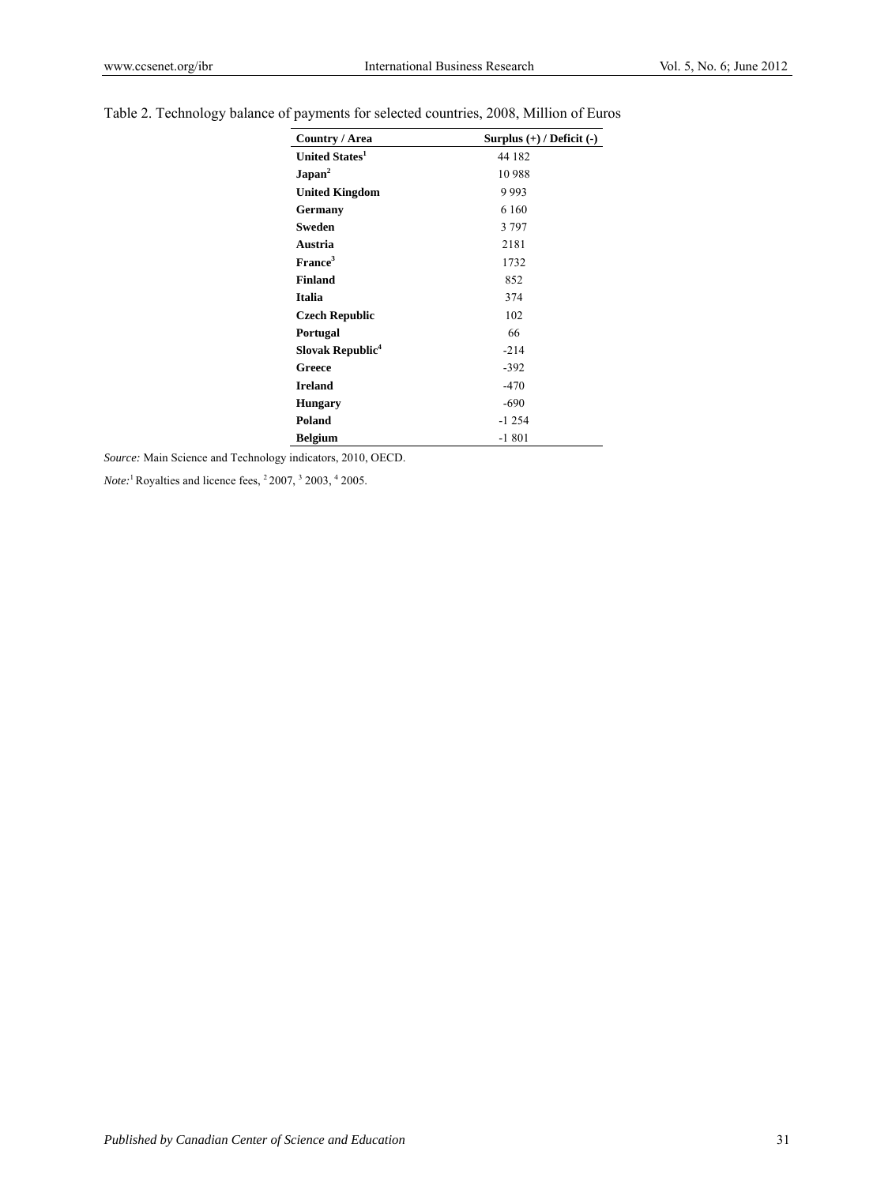Table 2. Technology balance of payments for selected countries, 2008, Million of Euros

| Country / Area | Surplus (+) / Deficit (-) |
|---|---|
| **United States**[1] | 44 182 |
| **Japan**[2] | 10 988 |
| **United Kingdom** | 9 993 |
| **Germany** | 6 160 |
| **Sweden** | 3 797 |
| **Austria** | 2181 |
| **France**[3] | 1732 |
| **Finland** | 852 |
| **Italia** | 374 |
| **Czech Republic** | 102 |
| **Portugal** | 66 |
| **Slovak Republic**[4] | -214 |
| **Greece** | -392 |
| **Ireland** | -470 |
| **Hungary** | -690 |
| **Poland** | -1 254 |
| **Belgium** | -1 801 |

*Source:* Main Science and Technology indicators, 2010, OECD.

*Note:*[1] Royalties and licence fees, [2] 2007, [3] 2003, [4] 2005.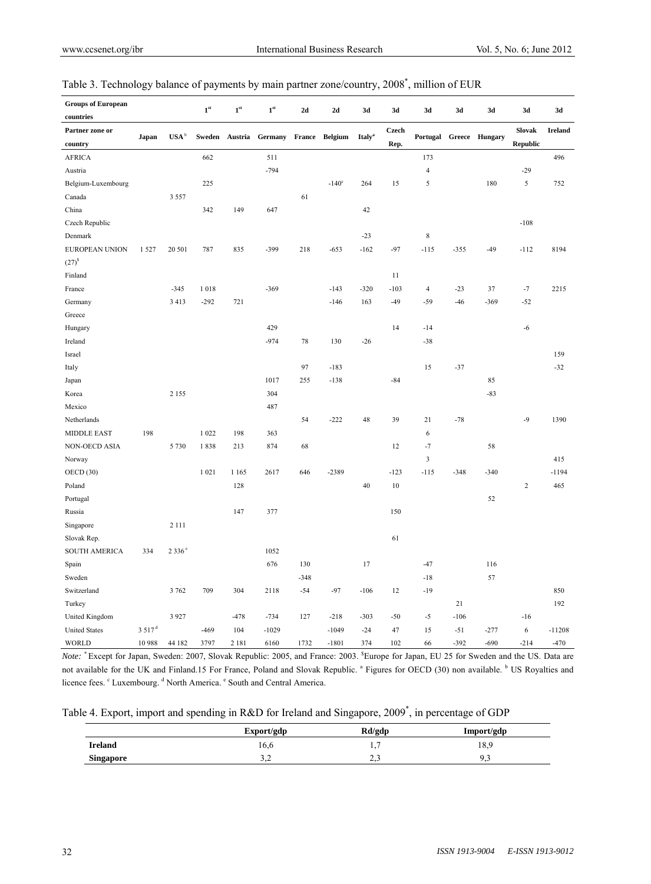Table 3. Technology balance of payments by main partner zone/country, 2008*, million of EUR

| Groups of European countries | | | 1st | 1st | 1st | 2d | 2d | 3d | 3d | 3d | 3d | 3d | 3d | 3d |
|---|---|---|---|---|---|---|---|---|---|---|---|---|---|---|
| Partner zone or country | Japan | USA[b] | Sweden | Austria | Germany | France | Belgium | Italy[a] | Czech Rep. | Portugal | Greece | Hungary | Slovak Republic | Ireland |
| AFRICA | | | 662 | | 511 | | | | | 173 | | | | 496 |
| Austria | | | | | -794 | | | | | 4 | | | -29 | |
| Belgium-Luxembourg | | | 225 | | | | -140[c] | 264 | 15 | 5 | | 180 | 5 | 752 |
| Canada | | 3 557 | | | | 61 | | | | | | | | |
| China | | | 342 | 149 | 647 | | | 42 | | | | | | |
| Czech Republic | | | | | | | | | | | | | -108 | |
| Denmark | | | | | | | | -23 | | 8 | | | | |
| EUROPEAN UNION (27)[$] | 1 527 | 20 501 | 787 | 835 | -399 | 218 | -653 | -162 | -97 | -115 | -355 | -49 | -112 | 8194 |
| Finland | | | | | | | | | 11 | | | | | |
| France | | -345 | 1 018 | | -369 | | -143 | -320 | -103 | 4 | -23 | 37 | -7 | 2215 |
| Germany | | 3 413 | -292 | 721 | | | -146 | 163 | -49 | -59 | -46 | -369 | -52 | |
| Greece | | | | | | | | | | | | | | |
| Hungary | | | | | 429 | | | | 14 | -14 | | | -6 | |
| Ireland | | | | | -974 | 78 | 130 | -26 | | -38 | | | | |
| Israel | | | | | | | | | | | | | | 159 |
| Italy | | | | | | 97 | -183 | | | 15 | -37 | | | -32 |
| Japan | | | | | 1017 | 255 | -138 | | -84 | | | 85 | | |
| Korea | | 2 155 | | | 304 | | | | | | | -83 | | |
| Mexico | | | | | 487 | | | | | | | | | |
| Netherlands | | | | | | 54 | -222 | 48 | 39 | 21 | -78 | | -9 | 1390 |
| MIDDLE EAST | 198 | | 1 022 | 198 | 363 | | | | | 6 | | | | |
| NON-OECD ASIA | | 5 730 | 1 838 | 213 | 874 | 68 | | | 12 | -7 | | 58 | | |
| Norway | | | | | | | | | | 3 | | | | 415 |
| OECD (30) | | | 1 021 | 1 165 | 2617 | 646 | -2389 | | -123 | -115 | -348 | -340 | | -1194 |
| Poland | | | | 128 | | | | 40 | 10 | | | | 2 | 465 |
| Portugal | | | | | | | | | | | | 52 | | |
| Russia | | | | 147 | 377 | | | | 150 | | | | | |
| Singapore | | 2 111 | | | | | | | | | | | | |
| Slovak Rep. | | | | | | | | | 61 | | | | | |
| SOUTH AMERICA | 334 | 2 336[e] | | | 1052 | | | | | | | | | |
| Spain | | | | | 676 | 130 | | 17 | | -47 | | 116 | | |
| Sweden | | | | | | -348 | | | | -18 | | 57 | | |
| Switzerland | | 3 762 | 709 | 304 | 2118 | -54 | -97 | -106 | 12 | -19 | | | | 850 |
| Turkey | | | | | | | | | | | 21 | | | 192 |
| United Kingdom | | 3 927 | | -478 | -734 | 127 | -218 | -303 | -50 | -5 | -106 | | -16 | |
| United States | 3 517[d] | | -469 | 104 | -1029 | | -1049 | -24 | 47 | 15 | -51 | -277 | 6 | -11208 |
| WORLD | 10 988 | 44 182 | 3797 | 2 181 | 6160 | 1732 | -1801 | 374 | 102 | 66 | -392 | -690 | -214 | -470 |

*Note:* * Except for Japan, Sweden: 2007, Slovak Republic: 2005, and France: 2003. [$] Europe for Japan, EU 25 for Sweden and the US. Data are not available for the UK and Finland.15 For France, Poland and Slovak Republic. [a] Figures for OECD (30) non available. [b] US Royalties and licence fees. [c] Luxembourg. [d] North America. [e] South and Central America.

Table 4. Export, import and spending in R&D for Ireland and Singapore, 2009*, in percentage of GDP

| | Export/gdp | Rd/gdp | Import/gdp |
|---|---|---|---|
| **Ireland** | 16,6 | 1,7 | 18,9 |
| **Singapore** | 3,2 | 2,3 | 9,3 |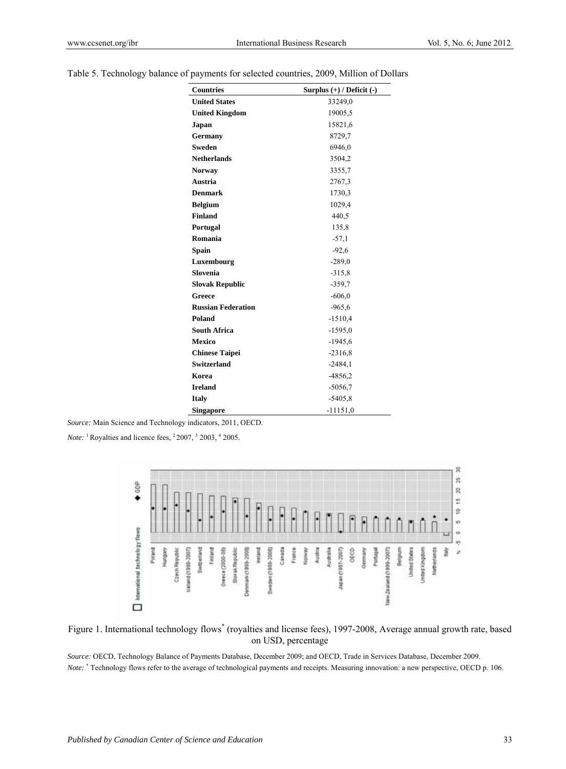Table 5. Technology balance of payments for selected countries, 2009, Million of Dollars

| Countries | Surplus (+) / Deficit (-) |
|---|---|
| **United States** | 33249,0 |
| **United Kingdom** | 19005,5 |
| **Japan** | 15821,6 |
| **Germany** | 8729,7 |
| **Sweden** | 6946,0 |
| **Netherlands** | 3504,2 |
| **Norway** | 3355,7 |
| **Austria** | 2767,3 |
| **Denmark** | 1730,3 |
| **Belgium** | 1029,4 |
| **Finland** | 440,5 |
| **Portugal** | 135,8 |
| **Romania** | -57,1 |
| **Spain** | -92,6 |
| **Luxembourg** | -289,0 |
| **Slovenia** | -315,8 |
| **Slovak Republic** | -359,7 |
| **Greece** | -606,0 |
| **Russian Federation** | -965,6 |
| **Poland** | -1510,4 |
| **South Africa** | -1595,0 |
| **Mexico** | -1945,6 |
| **Chinese Taipei** | -2316,8 |
| **Switzerland** | -2484,1 |
| **Korea** | -4856,2 |
| **Ireland** | -5056,7 |
| **Italy** | -5405,8 |
| **Singapore** | -11151,0 |

*Source:* Main Science and Technology indicators, 2011, OECD.

*Note:* [1] Royalties and licence fees, [2] 2007, [3] 2003, [4] 2005.

Figure 1. International technology flows* (royalties and license fees), 1997-2008, Average annual growth rate, based on USD, percentage

*Source:* OECD, Technology Balance of Payments Database, December 2009; and OECD, Trade in Services Database, December 2009.

*Note:* * Technology flows refer to the average of technological payments and receipts. Measuring innovation: a new perspective, OECD p. 106.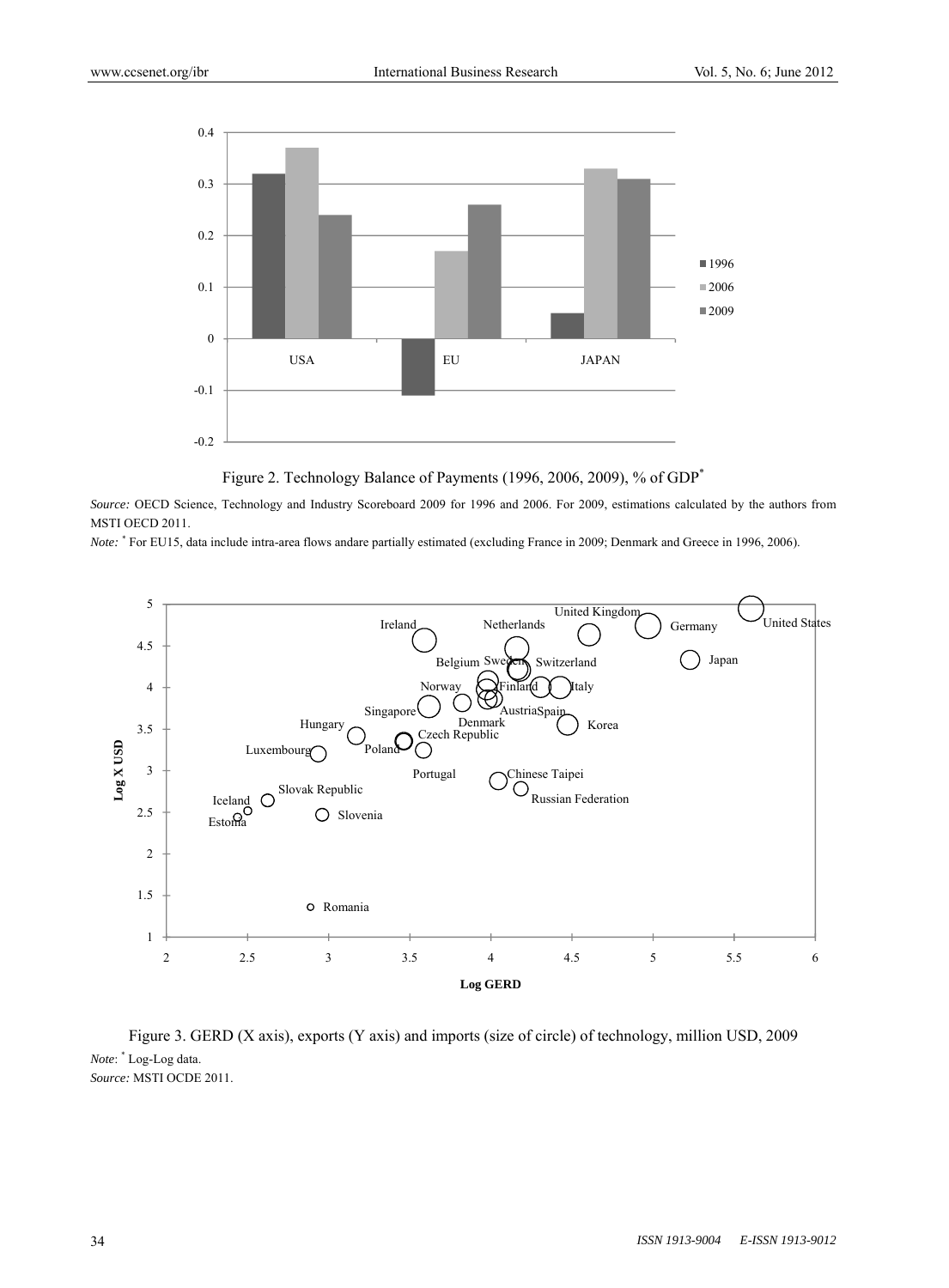Figure 2. Technology Balance of Payments (1996, 2006, 2009), % of GDP*

*Source:* OECD Science, Technology and Industry Scoreboard 2009 for 1996 and 2006. For 2009, estimations calculated by the authors from MSTI OECD 2011.

*Note:* * For EU15, data include intra-area flows andare partially estimated (excluding France in 2009; Denmark and Greece in 1996, 2006).

Figure 3. GERD (X axis), exports (Y axis) and imports (size of circle) of technology, million USD, 2009

*Note*: * Log-Log data.

*Source:* MSTI OCDE 2011.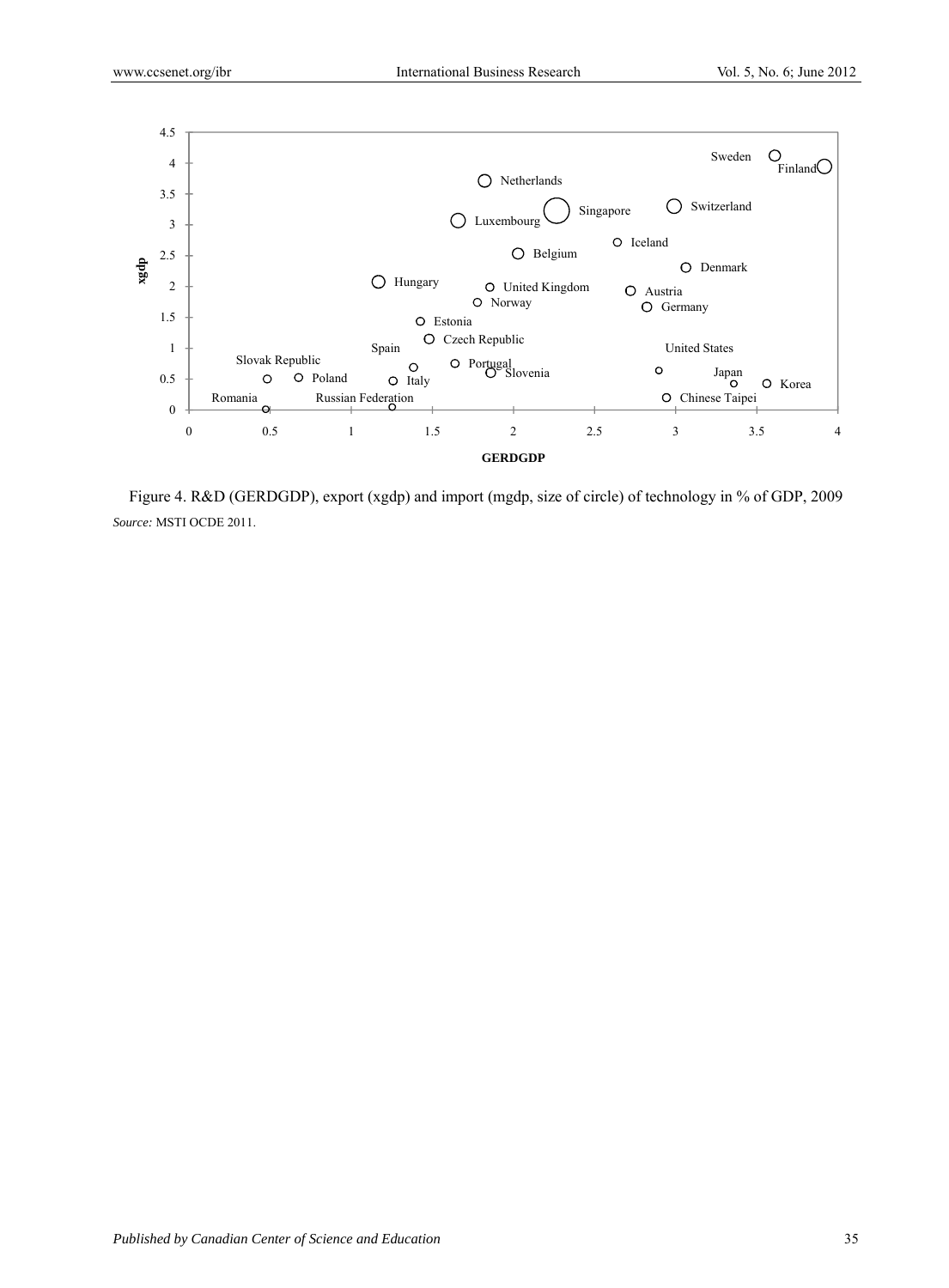4.5
4
3.5
3
2.5
2
1.5
1
0.5
0

xgdp

0
0.5
1
1.5
2
2.5
3
3.5
4

GERDGDP

Sweden
Finland
Netherlands
Singapore
Switzerland
Luxembourg
Iceland
Belgium
Denmark
Hungary
United Kingdom
Austria
Norway
Germany
Estonia
Czech Republic
Spain
United States
Slovak Republic
Portugal
Slovenia
Japan
Poland
Italy
Korea
Romania
Russian Federation
Chinese Taipei

Figure 4. R&D (GERDGDP), export (xgdp) and import (mgdp, size of circle) of technology in % of GDP, 2009

*Source:* MSTI OCDE 2011.